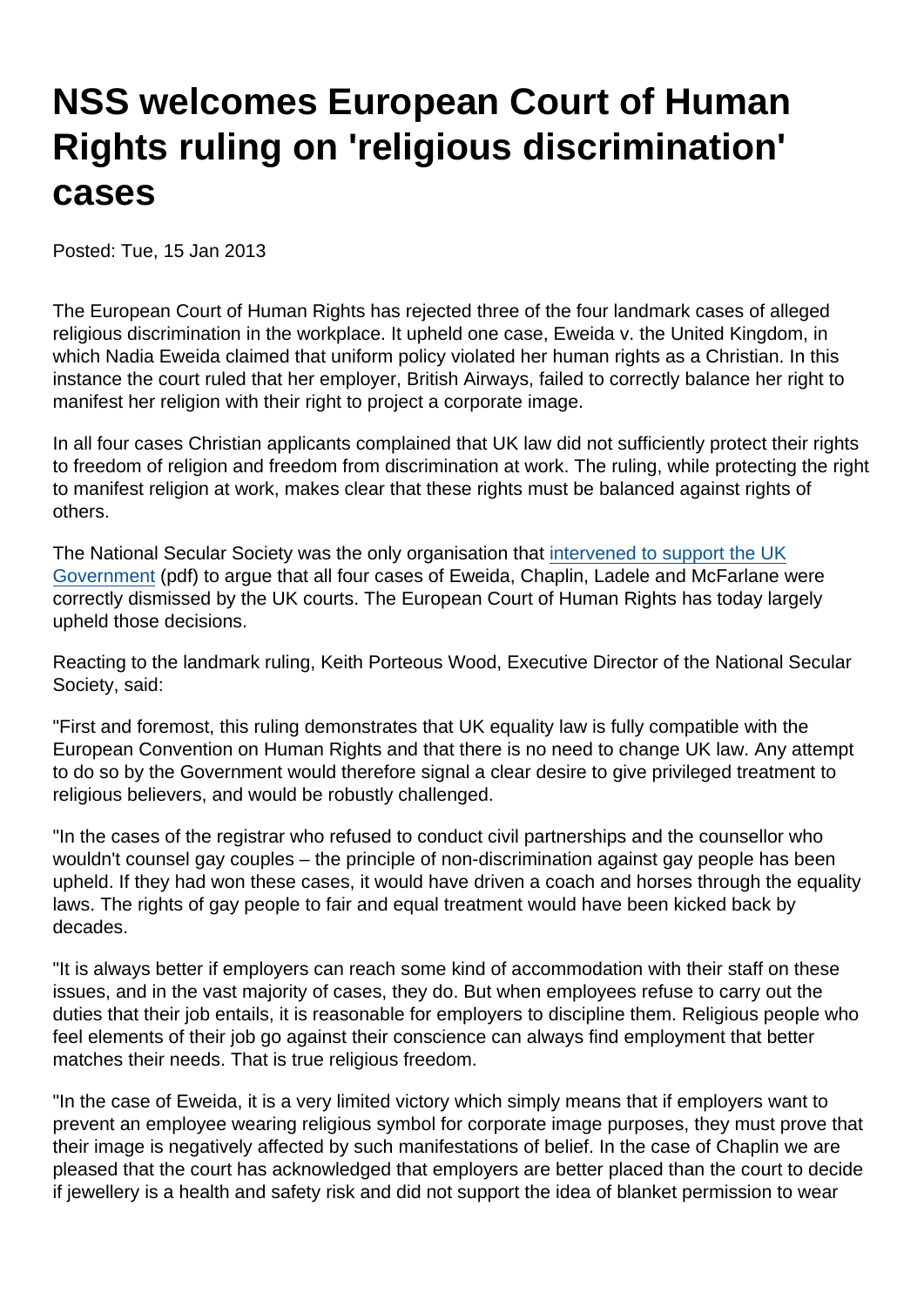# NSS welcomes European Court of Human Rights ruling on 'religious discrimination' cases

Posted: Tue, 15 Jan 2013

The European Court of Human Rights has rejected three of the four landmark cases of alleged religious discrimination in the workplace. It upheld one case, Eweida v. the United Kingdom, in which Nadia Eweida claimed that uniform policy violated her human rights as a Christian. In this instance the court ruled that her employer, British Airways, failed to correctly balance her right to manifest her religion with their right to project a corporate image.

In all four cases Christian applicants complained that UK law did not sufficiently protect their rights to freedom of religion and freedom from discrimination at work. The ruling, while protecting the right to manifest religion at work, makes clear that these rights must be balanced against rights of others.

The National Secular Society was the only organisation that intervened to support the UK Government (pdf) to argue that all four cases of Eweida, Chaplin, Ladele and McFarlane were correctly dismissed by the UK courts. The European Court of Human Rights has today largely upheld those decisions.

Reacting to the landmark ruling, Keith Porteous Wood, Executive Director of the National Secular Society, said:

"First and foremost, this ruling demonstrates that UK equality law is fully compatible with the European Convention on Human Rights and that there is no need to change UK law. Any attempt to do so by the Government would therefore signal a clear desire to give privileged treatment to religious believers, and would be robustly challenged.

"In the cases of the registrar who refused to conduct civil partnerships and the counsellor who wouldn't counsel gay couples – the principle of non-discrimination against gay people has been upheld. If they had won these cases, it would have driven a coach and horses through the equality laws. The rights of gay people to fair and equal treatment would have been kicked back by decades.

"It is always better if employers can reach some kind of accommodation with their staff on these issues, and in the vast majority of cases, they do. But when employees refuse to carry out the duties that their job entails, it is reasonable for employers to discipline them. Religious people who feel elements of their job go against their conscience can always find employment that better matches their needs. That is true religious freedom.

"In the case of Eweida, it is a very limited victory which simply means that if employers want to prevent an employee wearing religious symbol for corporate image purposes, they must prove that their image is negatively affected by such manifestations of belief. In the case of Chaplin we are pleased that the court has acknowledged that employers are better placed than the court to decide if jewellery is a health and safety risk and did not support the idea of blanket permission to wear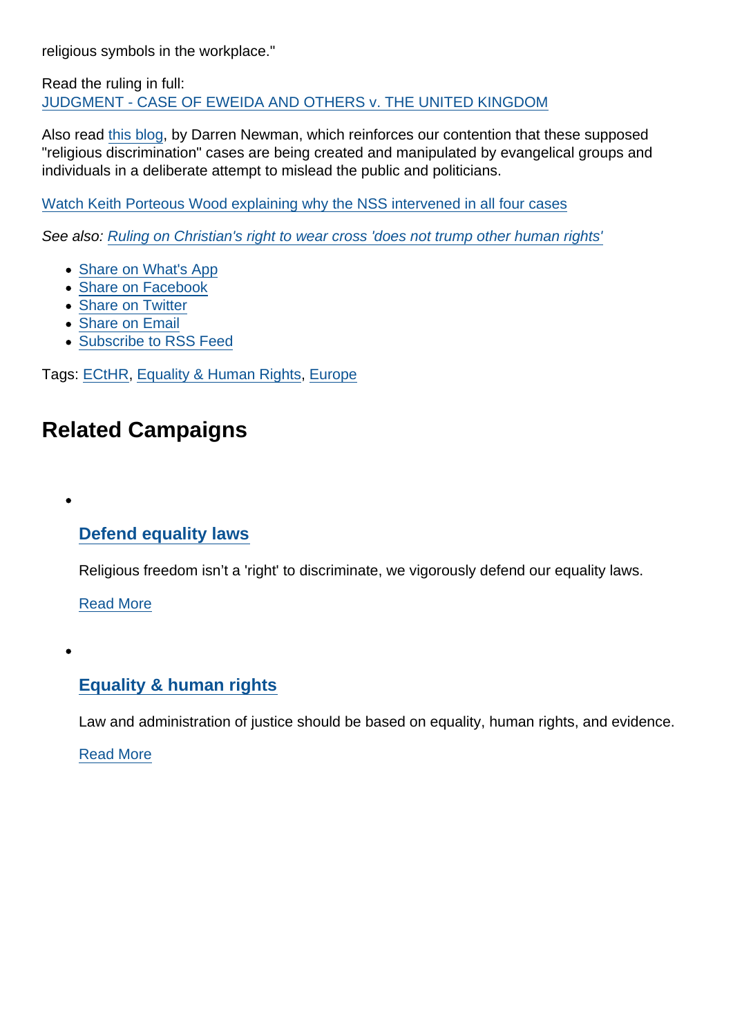religious symbols in the workplace."

Read the ruling in full:
[JUDGMENT - CASE OF EWEIDA AND OTHERS v. THE UNITED KINGDOM]()

Also read [this blog](), by Darren Newman, which reinforces our contention that these supposed "religious discrimination" cases are being created and manipulated by evangelical groups and individuals in a deliberate attempt to mislead the public and politicians.

[Watch Keith Porteous Wood explaining why the NSS intervened in all four cases]()

*See also: [Ruling on Christian's right to wear cross 'does not trump other human rights']()*

- [Share on What's App]()
- [Share on Facebook]()
- [Share on Twitter]()
- [Share on Email]()
- [Subscribe to RSS Feed]()

Tags: [ECtHR](), [Equality & Human Rights](), [Europe]()

## Related Campaigns

- ### [Defend equality laws]()

  Religious freedom isn't a 'right' to discriminate, we vigorously defend our equality laws.

  [Read More]()

- ### [Equality & human rights]()

  Law and administration of justice should be based on equality, human rights, and evidence.

  [Read More]()